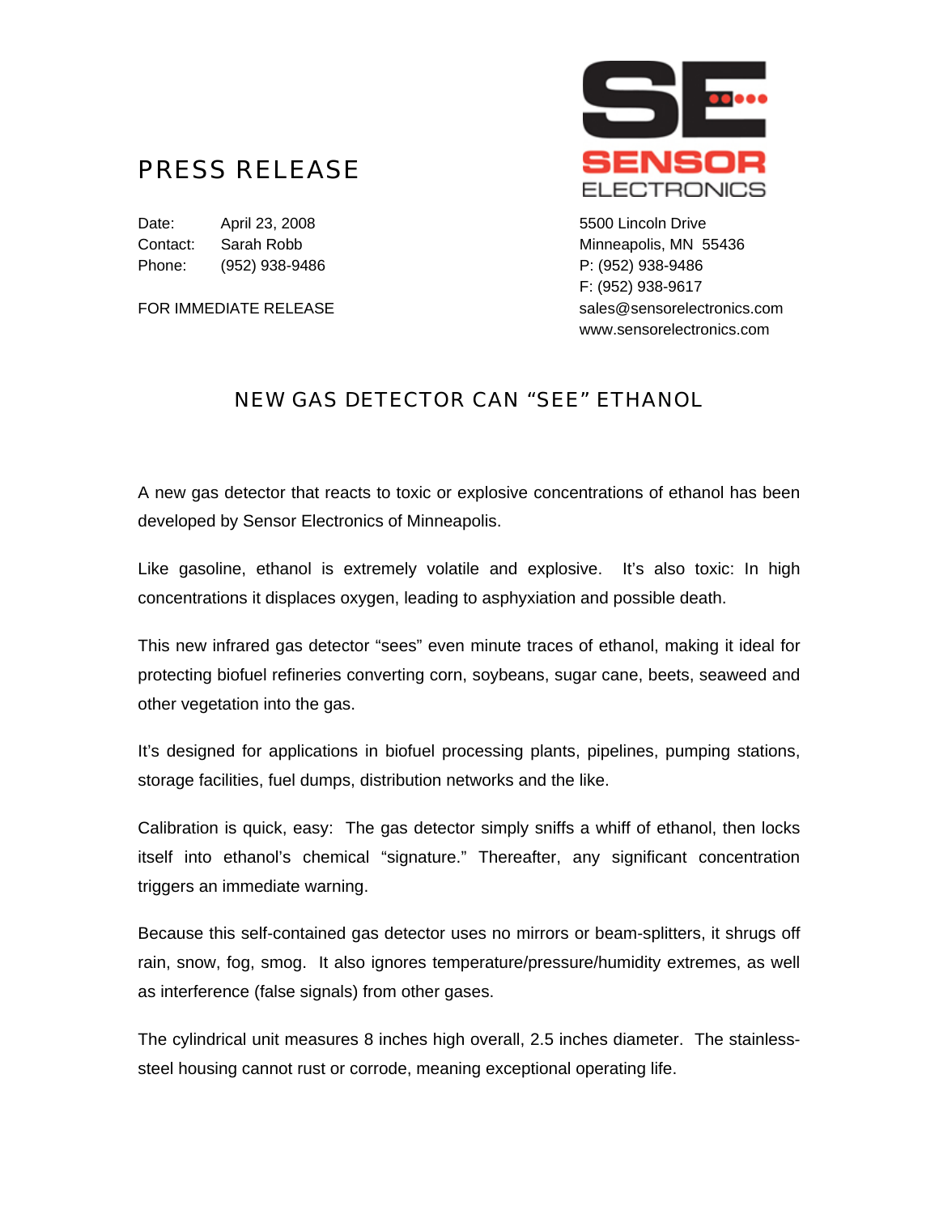# PRESS RELEASE

SENSOR ELECTRONICS

Date: April 23, 2008
Contact: Sarah Robb
Phone: (952) 938-9486

FOR IMMEDIATE RELEASE

5500 Lincoln Drive
Minneapolis, MN 55436
P: (952) 938-9486
F: (952) 938-9617
sales@sensorelectronics.com
www.sensorelectronics.com

## NEW GAS DETECTOR CAN "SEE" ETHANOL

A new gas detector that reacts to toxic or explosive concentrations of ethanol has been developed by Sensor Electronics of Minneapolis.

Like gasoline, ethanol is extremely volatile and explosive. It's also toxic: In high concentrations it displaces oxygen, leading to asphyxiation and possible death.

This new infrared gas detector "sees" even minute traces of ethanol, making it ideal for protecting biofuel refineries converting corn, soybeans, sugar cane, beets, seaweed and other vegetation into the gas.

It's designed for applications in biofuel processing plants, pipelines, pumping stations, storage facilities, fuel dumps, distribution networks and the like.

Calibration is quick, easy: The gas detector simply sniffs a whiff of ethanol, then locks itself into ethanol's chemical "signature." Thereafter, any significant concentration triggers an immediate warning.

Because this self-contained gas detector uses no mirrors or beam-splitters, it shrugs off rain, snow, fog, smog. It also ignores temperature/pressure/humidity extremes, as well as interference (false signals) from other gases.

The cylindrical unit measures 8 inches high overall, 2.5 inches diameter. The stainless-steel housing cannot rust or corrode, meaning exceptional operating life.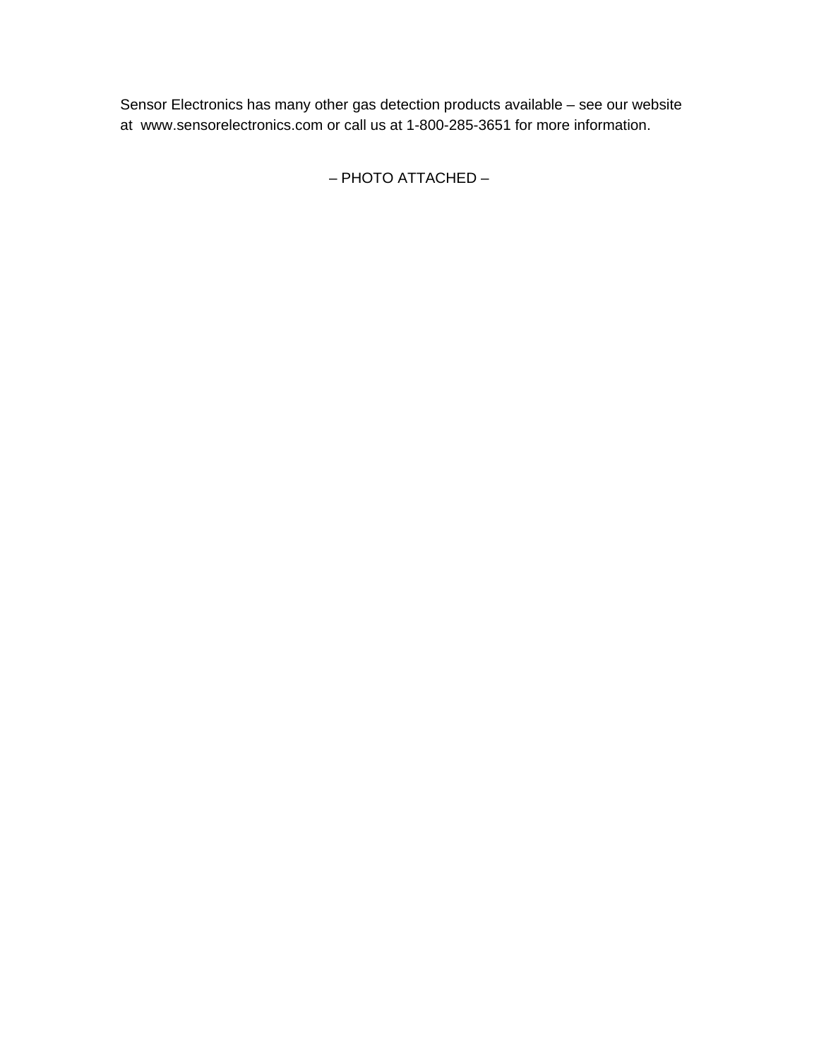Sensor Electronics has many other gas detection products available – see our website at www.sensorelectronics.com or call us at 1-800-285-3651 for more information.

– PHOTO ATTACHED –